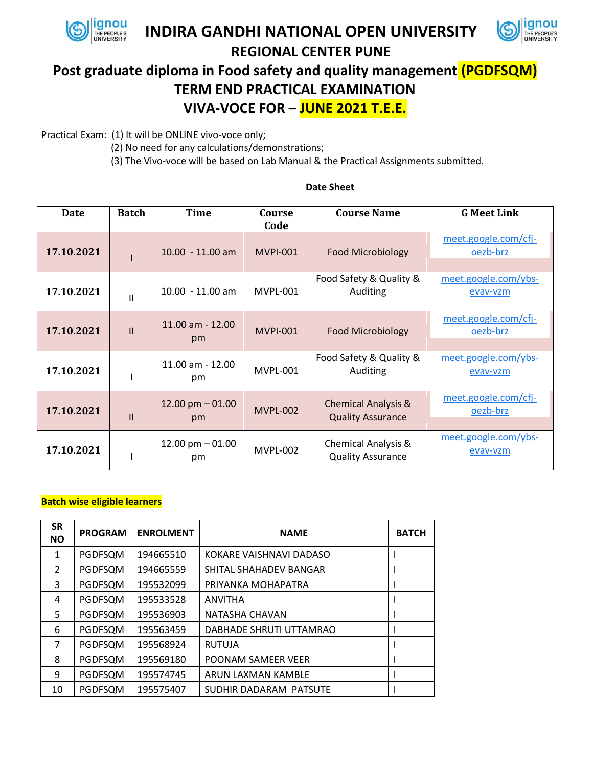# INDIRA GANDHI NATIONAL OPEN UNIVERSITY

## REGIONAL CENTER PUNE

## Post graduate diploma in Food safety and quality management (PGDFSQM)

## TERM END PRACTICAL EXAMINATION

## VIVA-VOCE FOR – JUNE 2021 T.E.E.

Practical Exam: (1) It will be ONLINE vivo-voce only;
(2) No need for any calculations/demonstrations;
(3) The Vivo-voce will be based on Lab Manual & the Practical Assignments submitted.

**Date Sheet**

| Date | Batch | Time | Course Code | Course Name | G Meet Link |
|---|---|---|---|---|---|
| **17.10.2021** | I | 10.00 - 11.00 am | MVPI-001 | Food Microbiology | meet.google.com/cfj-oezb-brz |
| **17.10.2021** | II | 10.00 - 11.00 am | MVPL-001 | Food Safety & Quality & Auditing | meet.google.com/ybs-evav-vzm |
| **17.10.2021** | II | 11.00 am - 12.00 pm | MVPI-001 | Food Microbiology | meet.google.com/cfj-oezb-brz |
| **17.10.2021** | I | 11.00 am - 12.00 pm | MVPL-001 | Food Safety & Quality & Auditing | meet.google.com/ybs-evav-vzm |
| **17.10.2021** | II | 12.00 pm – 01.00 pm | MVPL-002 | Chemical Analysis & Quality Assurance | meet.google.com/cfj-oezb-brz |
| **17.10.2021** | I | 12.00 pm – 01.00 pm | MVPL-002 | Chemical Analysis & Quality Assurance | meet.google.com/ybs-evav-vzm |

**Batch wise eligible learners**

| SR NO | PROGRAM | ENROLMENT | NAME | BATCH |
|---|---|---|---|---|
| 1 | PGDFSQM | 194665510 | KOKARE VAISHNAVI DADASO | I |
| 2 | PGDFSQM | 194665559 | SHITAL SHAHADEV BANGAR | I |
| 3 | PGDFSQM | 195532099 | PRIYANKA MOHAPATRA | I |
| 4 | PGDFSQM | 195533528 | ANVITHA | I |
| 5 | PGDFSQM | 195536903 | NATASHA CHAVAN | I |
| 6 | PGDFSQM | 195563459 | DABHADE SHRUTI UTTAMRAO | I |
| 7 | PGDFSQM | 195568924 | RUTUJA | I |
| 8 | PGDFSQM | 195569180 | POONAM SAMEER VEER | I |
| 9 | PGDFSQM | 195574745 | ARUN LAXMAN KAMBLE | I |
| 10 | PGDFSQM | 195575407 | SUDHIR DADARAM PATSUTE | I |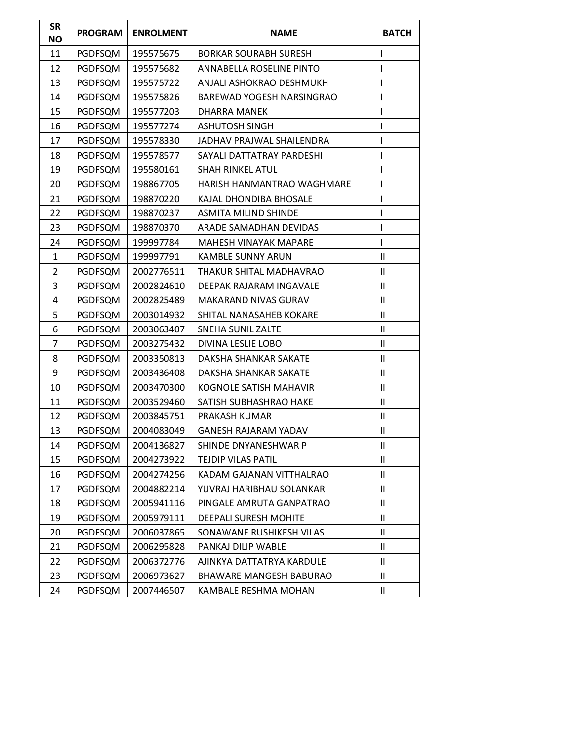| SR NO | PROGRAM | ENROLMENT | NAME | BATCH |
|---|---|---|---|---|
| 11 | PGDFSQM | 195575675 | BORKAR SOURABH SURESH | I |
| 12 | PGDFSQM | 195575682 | ANNABELLA ROSELINE PINTO | I |
| 13 | PGDFSQM | 195575722 | ANJALI ASHOKRAO DESHMUKH | I |
| 14 | PGDFSQM | 195575826 | BAREWAD YOGESH NARSINGRAO | I |
| 15 | PGDFSQM | 195577203 | DHARRA MANEK | I |
| 16 | PGDFSQM | 195577274 | ASHUTOSH SINGH | I |
| 17 | PGDFSQM | 195578330 | JADHAV PRAJWAL SHAILENDRA | I |
| 18 | PGDFSQM | 195578577 | SAYALI DATTATRAY PARDESHI | I |
| 19 | PGDFSQM | 195580161 | SHAH RINKEL ATUL | I |
| 20 | PGDFSQM | 198867705 | HARISH HANMANTRAO WAGHMARE | I |
| 21 | PGDFSQM | 198870220 | KAJAL DHONDIBA BHOSALE | I |
| 22 | PGDFSQM | 198870237 | ASMITA MILIND SHINDE | I |
| 23 | PGDFSQM | 198870370 | ARADE SAMADHAN DEVIDAS | I |
| 24 | PGDFSQM | 199997784 | MAHESH VINAYAK MAPARE | I |
| 1 | PGDFSQM | 199997791 | KAMBLE SUNNY ARUN | II |
| 2 | PGDFSQM | 2002776511 | THAKUR SHITAL MADHAVRAO | II |
| 3 | PGDFSQM | 2002824610 | DEEPAK RAJARAM INGAVALE | II |
| 4 | PGDFSQM | 2002825489 | MAKARAND NIVAS GURAV | II |
| 5 | PGDFSQM | 2003014932 | SHITAL NANASAHEB KOKARE | II |
| 6 | PGDFSQM | 2003063407 | SNEHA SUNIL ZALTE | II |
| 7 | PGDFSQM | 2003275432 | DIVINA LESLIE LOBO | II |
| 8 | PGDFSQM | 2003350813 | DAKSHA SHANKAR SAKATE | II |
| 9 | PGDFSQM | 2003436408 | DAKSHA SHANKAR SAKATE | II |
| 10 | PGDFSQM | 2003470300 | KOGNOLE SATISH MAHAVIR | II |
| 11 | PGDFSQM | 2003529460 | SATISH SUBHASHRAO HAKE | II |
| 12 | PGDFSQM | 2003845751 | PRAKASH KUMAR | II |
| 13 | PGDFSQM | 2004083049 | GANESH RAJARAM YADAV | II |
| 14 | PGDFSQM | 2004136827 | SHINDE DNYANESHWAR P | II |
| 15 | PGDFSQM | 2004273922 | TEJDIP VILAS PATIL | II |
| 16 | PGDFSQM | 2004274256 | KADAM GAJANAN VITTHALRAO | II |
| 17 | PGDFSQM | 2004882214 | YUVRAJ HARIBHAU SOLANKAR | II |
| 18 | PGDFSQM | 2005941116 | PINGALE AMRUTA GANPATRAO | II |
| 19 | PGDFSQM | 2005979111 | DEEPALI SURESH MOHITE | II |
| 20 | PGDFSQM | 2006037865 | SONAWANE RUSHIKESH VILAS | II |
| 21 | PGDFSQM | 2006295828 | PANKAJ DILIP WABLE | II |
| 22 | PGDFSQM | 2006372776 | AJINKYA DATTATRYA KARDULE | II |
| 23 | PGDFSQM | 2006973627 | BHAWARE MANGESH BABURAO | II |
| 24 | PGDFSQM | 2007446507 | KAMBALE RESHMA MOHAN | II |